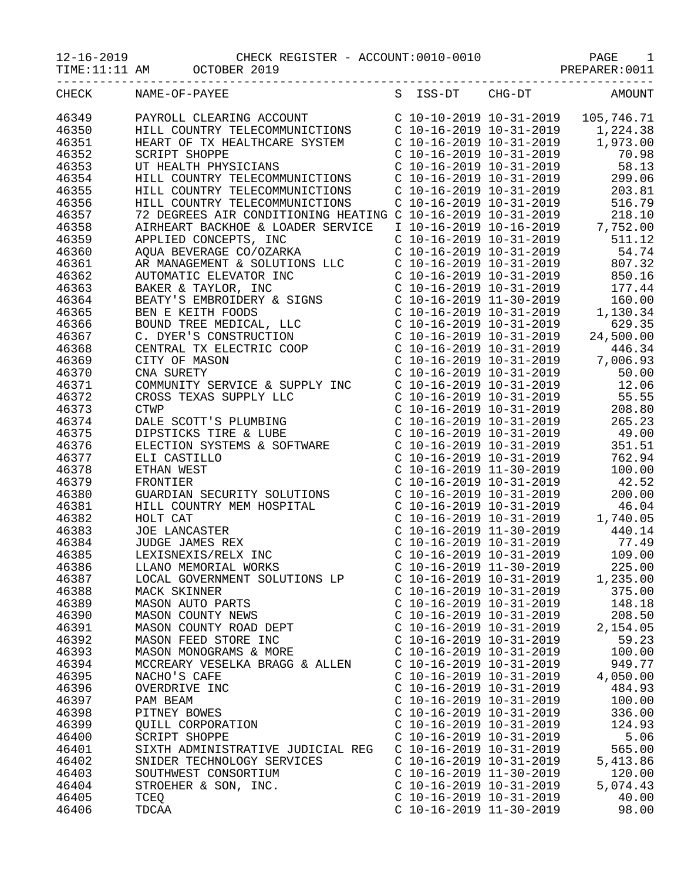12-16-2019 CHECK REGISTER - ACCOUNT:0010-0010

TIME:11:11 AM OCTOBER 2019 PREPARER:0011

| CHECK | NAME-OF-PAYEE | S | ISS-DT | CHG-DT | AMOUNT |
|---|---|---|---|---|---|
| 46349 | PAYROLL CLEARING ACCOUNT | C | 10-10-2019 | 10-31-2019 | 105,746.71 |
| 46350 | HILL COUNTRY TELECOMMUNICTIONS | C | 10-16-2019 | 10-31-2019 | 1,224.38 |
| 46351 | HEART OF TX HEALTHCARE SYSTEM | C | 10-16-2019 | 10-31-2019 | 1,973.00 |
| 46352 | SCRIPT SHOPPE | C | 10-16-2019 | 10-31-2019 | 70.98 |
| 46353 | UT HEALTH PHYSICIANS | C | 10-16-2019 | 10-31-2019 | 58.13 |
| 46354 | HILL COUNTRY TELECOMMUNICTIONS | C | 10-16-2019 | 10-31-2019 | 299.06 |
| 46355 | HILL COUNTRY TELECOMMUNICTIONS | C | 10-16-2019 | 10-31-2019 | 203.81 |
| 46356 | HILL COUNTRY TELECOMMUNICTIONS | C | 10-16-2019 | 10-31-2019 | 516.79 |
| 46357 | 72 DEGREES AIR CONDITIONING HEATING | C | 10-16-2019 | 10-31-2019 | 218.10 |
| 46358 | AIRHEART BACKHOE & LOADER SERVICE | I | 10-16-2019 | 10-16-2019 | 7,752.00 |
| 46359 | APPLIED CONCEPTS, INC | C | 10-16-2019 | 10-31-2019 | 511.12 |
| 46360 | AQUA BEVERAGE CO/OZARKA | C | 10-16-2019 | 10-31-2019 | 54.74 |
| 46361 | AR MANAGEMENT & SOLUTIONS LLC | C | 10-16-2019 | 10-31-2019 | 807.32 |
| 46362 | AUTOMATIC ELEVATOR INC | C | 10-16-2019 | 10-31-2019 | 850.16 |
| 46363 | BAKER & TAYLOR, INC | C | 10-16-2019 | 10-31-2019 | 177.44 |
| 46364 | BEATY'S EMBROIDERY & SIGNS | C | 10-16-2019 | 11-30-2019 | 160.00 |
| 46365 | BEN E KEITH FOODS | C | 10-16-2019 | 10-31-2019 | 1,130.34 |
| 46366 | BOUND TREE MEDICAL, LLC | C | 10-16-2019 | 10-31-2019 | 629.35 |
| 46367 | C. DYER'S CONSTRUCTION | C | 10-16-2019 | 10-31-2019 | 24,500.00 |
| 46368 | CENTRAL TX ELECTRIC COOP | C | 10-16-2019 | 10-31-2019 | 446.34 |
| 46369 | CITY OF MASON | C | 10-16-2019 | 10-31-2019 | 7,006.93 |
| 46370 | CNA SURETY | C | 10-16-2019 | 10-31-2019 | 50.00 |
| 46371 | COMMUNITY SERVICE & SUPPLY INC | C | 10-16-2019 | 10-31-2019 | 12.06 |
| 46372 | CROSS TEXAS SUPPLY LLC | C | 10-16-2019 | 10-31-2019 | 55.55 |
| 46373 | CTWP | C | 10-16-2019 | 10-31-2019 | 208.80 |
| 46374 | DALE SCOTT'S PLUMBING | C | 10-16-2019 | 10-31-2019 | 265.23 |
| 46375 | DIPSTICKS TIRE & LUBE | C | 10-16-2019 | 10-31-2019 | 49.00 |
| 46376 | ELECTION SYSTEMS & SOFTWARE | C | 10-16-2019 | 10-31-2019 | 351.51 |
| 46377 | ELI CASTILLO | C | 10-16-2019 | 10-31-2019 | 762.94 |
| 46378 | ETHAN WEST | C | 10-16-2019 | 11-30-2019 | 100.00 |
| 46379 | FRONTIER | C | 10-16-2019 | 10-31-2019 | 42.52 |
| 46380 | GUARDIAN SECURITY SOLUTIONS | C | 10-16-2019 | 10-31-2019 | 200.00 |
| 46381 | HILL COUNTRY MEM HOSPITAL | C | 10-16-2019 | 10-31-2019 | 46.04 |
| 46382 | HOLT CAT | C | 10-16-2019 | 10-31-2019 | 1,740.05 |
| 46383 | JOE LANCASTER | C | 10-16-2019 | 11-30-2019 | 440.14 |
| 46384 | JUDGE JAMES REX | C | 10-16-2019 | 10-31-2019 | 77.49 |
| 46385 | LEXISNEXIS/RELX INC | C | 10-16-2019 | 10-31-2019 | 109.00 |
| 46386 | LLANO MEMORIAL WORKS | C | 10-16-2019 | 11-30-2019 | 225.00 |
| 46387 | LOCAL GOVERNMENT SOLUTIONS LP | C | 10-16-2019 | 10-31-2019 | 1,235.00 |
| 46388 | MACK SKINNER | C | 10-16-2019 | 10-31-2019 | 375.00 |
| 46389 | MASON AUTO PARTS | C | 10-16-2019 | 10-31-2019 | 148.18 |
| 46390 | MASON COUNTY NEWS | C | 10-16-2019 | 10-31-2019 | 208.50 |
| 46391 | MASON COUNTY ROAD DEPT | C | 10-16-2019 | 10-31-2019 | 2,154.05 |
| 46392 | MASON FEED STORE INC | C | 10-16-2019 | 10-31-2019 | 59.23 |
| 46393 | MASON MONOGRAMS & MORE | C | 10-16-2019 | 10-31-2019 | 100.00 |
| 46394 | MCCREARY VESELKA BRAGG & ALLEN | C | 10-16-2019 | 10-31-2019 | 949.77 |
| 46395 | NACHO'S CAFE | C | 10-16-2019 | 10-31-2019 | 4,050.00 |
| 46396 | OVERDRIVE INC | C | 10-16-2019 | 10-31-2019 | 484.93 |
| 46397 | PAM BEAM | C | 10-16-2019 | 10-31-2019 | 100.00 |
| 46398 | PITNEY BOWES | C | 10-16-2019 | 10-31-2019 | 336.00 |
| 46399 | QUILL CORPORATION | C | 10-16-2019 | 10-31-2019 | 124.93 |
| 46400 | SCRIPT SHOPPE | C | 10-16-2019 | 10-31-2019 | 5.06 |
| 46401 | SIXTH ADMINISTRATIVE JUDICIAL REG | C | 10-16-2019 | 10-31-2019 | 565.00 |
| 46402 | SNIDER TECHNOLOGY SERVICES | C | 10-16-2019 | 10-31-2019 | 5,413.86 |
| 46403 | SOUTHWEST CONSORTIUM | C | 10-16-2019 | 11-30-2019 | 120.00 |
| 46404 | STROEHER & SON, INC. | C | 10-16-2019 | 10-31-2019 | 5,074.43 |
| 46405 | TCEQ | C | 10-16-2019 | 10-31-2019 | 40.00 |
| 46406 | TDCAA | C | 10-16-2019 | 11-30-2019 | 98.00 |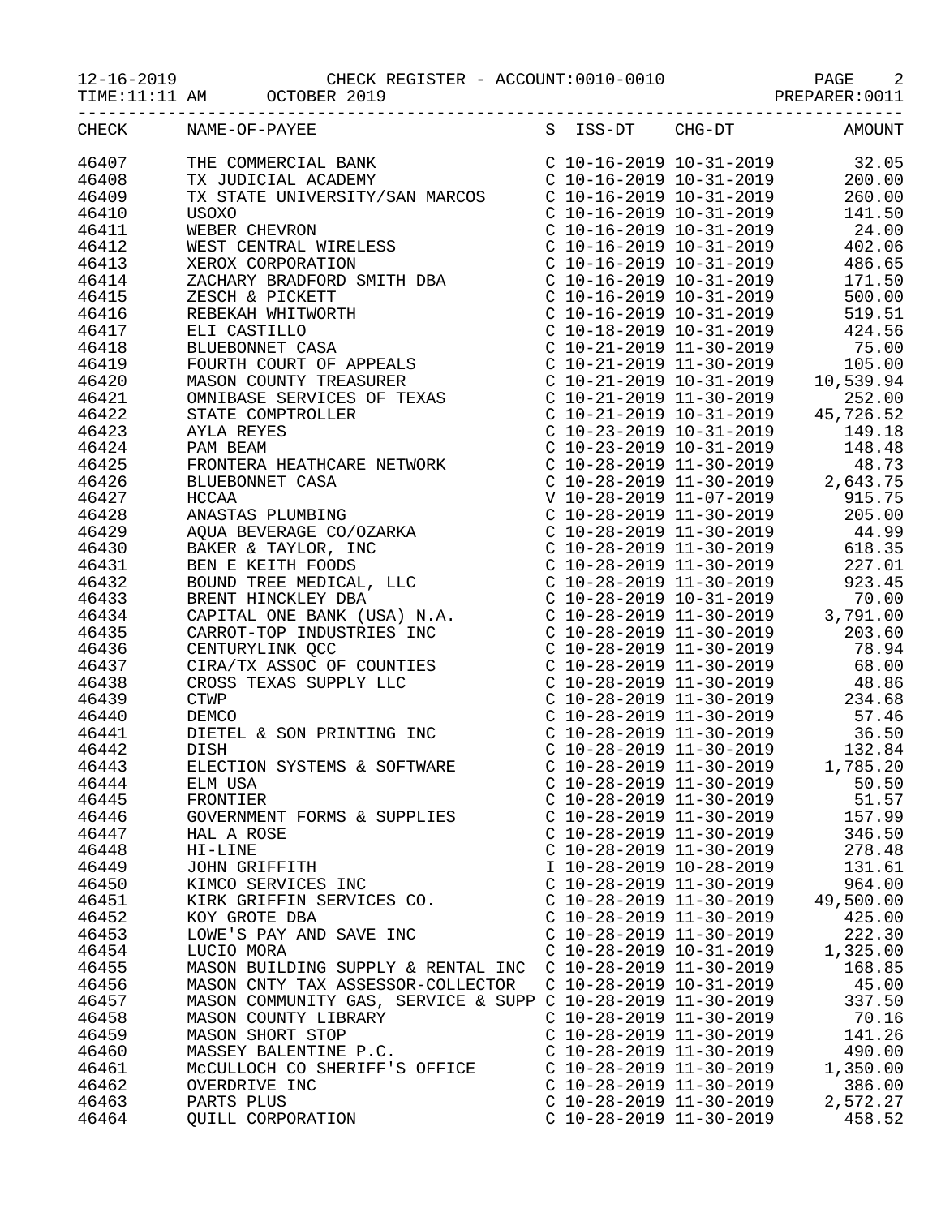12-16-2019 CHECK REGISTER - ACCOUNT:0010-0010
TIME:11:11 AM OCTOBER 2019 PREPARER:0011

| CHECK | NAME-OF-PAYEE | S | ISS-DT | CHG-DT | AMOUNT |
|---|---|---|---|---|---|
| 46407 | THE COMMERCIAL BANK | C | 10-16-2019 | 10-31-2019 | 32.05 |
| 46408 | TX JUDICIAL ACADEMY | C | 10-16-2019 | 10-31-2019 | 200.00 |
| 46409 | TX STATE UNIVERSITY/SAN MARCOS | C | 10-16-2019 | 10-31-2019 | 260.00 |
| 46410 | USOXO | C | 10-16-2019 | 10-31-2019 | 141.50 |
| 46411 | WEBER CHEVRON | C | 10-16-2019 | 10-31-2019 | 24.00 |
| 46412 | WEST CENTRAL WIRELESS | C | 10-16-2019 | 10-31-2019 | 402.06 |
| 46413 | XEROX CORPORATION | C | 10-16-2019 | 10-31-2019 | 486.65 |
| 46414 | ZACHARY BRADFORD SMITH DBA | C | 10-16-2019 | 10-31-2019 | 171.50 |
| 46415 | ZESCH & PICKETT | C | 10-16-2019 | 10-31-2019 | 500.00 |
| 46416 | REBEKAH WHITWORTH | C | 10-16-2019 | 10-31-2019 | 519.51 |
| 46417 | ELI CASTILLO | C | 10-18-2019 | 10-31-2019 | 424.56 |
| 46418 | BLUEBONNET CASA | C | 10-21-2019 | 11-30-2019 | 75.00 |
| 46419 | FOURTH COURT OF APPEALS | C | 10-21-2019 | 11-30-2019 | 105.00 |
| 46420 | MASON COUNTY TREASURER | C | 10-21-2019 | 10-31-2019 | 10,539.94 |
| 46421 | OMNIBASE SERVICES OF TEXAS | C | 10-21-2019 | 11-30-2019 | 252.00 |
| 46422 | STATE COMPTROLLER | C | 10-21-2019 | 10-31-2019 | 45,726.52 |
| 46423 | AYLA REYES | C | 10-23-2019 | 10-31-2019 | 149.18 |
| 46424 | PAM BEAM | C | 10-23-2019 | 10-31-2019 | 148.48 |
| 46425 | FRONTERA HEATHCARE NETWORK | C | 10-28-2019 | 11-30-2019 | 48.73 |
| 46426 | BLUEBONNET CASA | C | 10-28-2019 | 11-30-2019 | 2,643.75 |
| 46427 | HCCAA | V | 10-28-2019 | 11-07-2019 | 915.75 |
| 46428 | ANASTAS PLUMBING | C | 10-28-2019 | 11-30-2019 | 205.00 |
| 46429 | AQUA BEVERAGE CO/OZARKA | C | 10-28-2019 | 11-30-2019 | 44.99 |
| 46430 | BAKER & TAYLOR, INC | C | 10-28-2019 | 11-30-2019 | 618.35 |
| 46431 | BEN E KEITH FOODS | C | 10-28-2019 | 11-30-2019 | 227.01 |
| 46432 | BOUND TREE MEDICAL, LLC | C | 10-28-2019 | 11-30-2019 | 923.45 |
| 46433 | BRENT HINCKLEY DBA | C | 10-28-2019 | 10-31-2019 | 70.00 |
| 46434 | CAPITAL ONE BANK (USA) N.A. | C | 10-28-2019 | 11-30-2019 | 3,791.00 |
| 46435 | CARROT-TOP INDUSTRIES INC | C | 10-28-2019 | 11-30-2019 | 203.60 |
| 46436 | CENTURYLINK QCC | C | 10-28-2019 | 11-30-2019 | 78.94 |
| 46437 | CIRA/TX ASSOC OF COUNTIES | C | 10-28-2019 | 11-30-2019 | 68.00 |
| 46438 | CROSS TEXAS SUPPLY LLC | C | 10-28-2019 | 11-30-2019 | 48.86 |
| 46439 | CTWP | C | 10-28-2019 | 11-30-2019 | 234.68 |
| 46440 | DEMCO | C | 10-28-2019 | 11-30-2019 | 57.46 |
| 46441 | DIETEL & SON PRINTING INC | C | 10-28-2019 | 11-30-2019 | 36.50 |
| 46442 | DISH | C | 10-28-2019 | 11-30-2019 | 132.84 |
| 46443 | ELECTION SYSTEMS & SOFTWARE | C | 10-28-2019 | 11-30-2019 | 1,785.20 |
| 46444 | ELM USA | C | 10-28-2019 | 11-30-2019 | 50.50 |
| 46445 | FRONTIER | C | 10-28-2019 | 11-30-2019 | 51.57 |
| 46446 | GOVERNMENT FORMS & SUPPLIES | C | 10-28-2019 | 11-30-2019 | 157.99 |
| 46447 | HAL A ROSE | C | 10-28-2019 | 11-30-2019 | 346.50 |
| 46448 | HI-LINE | C | 10-28-2019 | 11-30-2019 | 278.48 |
| 46449 | JOHN GRIFFITH | I | 10-28-2019 | 10-28-2019 | 131.61 |
| 46450 | KIMCO SERVICES INC | C | 10-28-2019 | 11-30-2019 | 964.00 |
| 46451 | KIRK GRIFFIN SERVICES CO. | C | 10-28-2019 | 11-30-2019 | 49,500.00 |
| 46452 | KOY GROTE DBA | C | 10-28-2019 | 11-30-2019 | 425.00 |
| 46453 | LOWE'S PAY AND SAVE INC | C | 10-28-2019 | 11-30-2019 | 222.30 |
| 46454 | LUCIO MORA | C | 10-28-2019 | 10-31-2019 | 1,325.00 |
| 46455 | MASON BUILDING SUPPLY & RENTAL INC | C | 10-28-2019 | 11-30-2019 | 168.85 |
| 46456 | MASON CNTY TAX ASSESSOR-COLLECTOR | C | 10-28-2019 | 10-31-2019 | 45.00 |
| 46457 | MASON COMMUNITY GAS, SERVICE & SUPP | C | 10-28-2019 | 11-30-2019 | 337.50 |
| 46458 | MASON COUNTY LIBRARY | C | 10-28-2019 | 11-30-2019 | 70.16 |
| 46459 | MASON SHORT STOP | C | 10-28-2019 | 11-30-2019 | 141.26 |
| 46460 | MASSEY BALENTINE P.C. | C | 10-28-2019 | 11-30-2019 | 490.00 |
| 46461 | McCULLOCH CO SHERIFF'S OFFICE | C | 10-28-2019 | 11-30-2019 | 1,350.00 |
| 46462 | OVERDRIVE INC | C | 10-28-2019 | 11-30-2019 | 386.00 |
| 46463 | PARTS PLUS | C | 10-28-2019 | 11-30-2019 | 2,572.27 |
| 46464 | QUILL CORPORATION | C | 10-28-2019 | 11-30-2019 | 458.52 |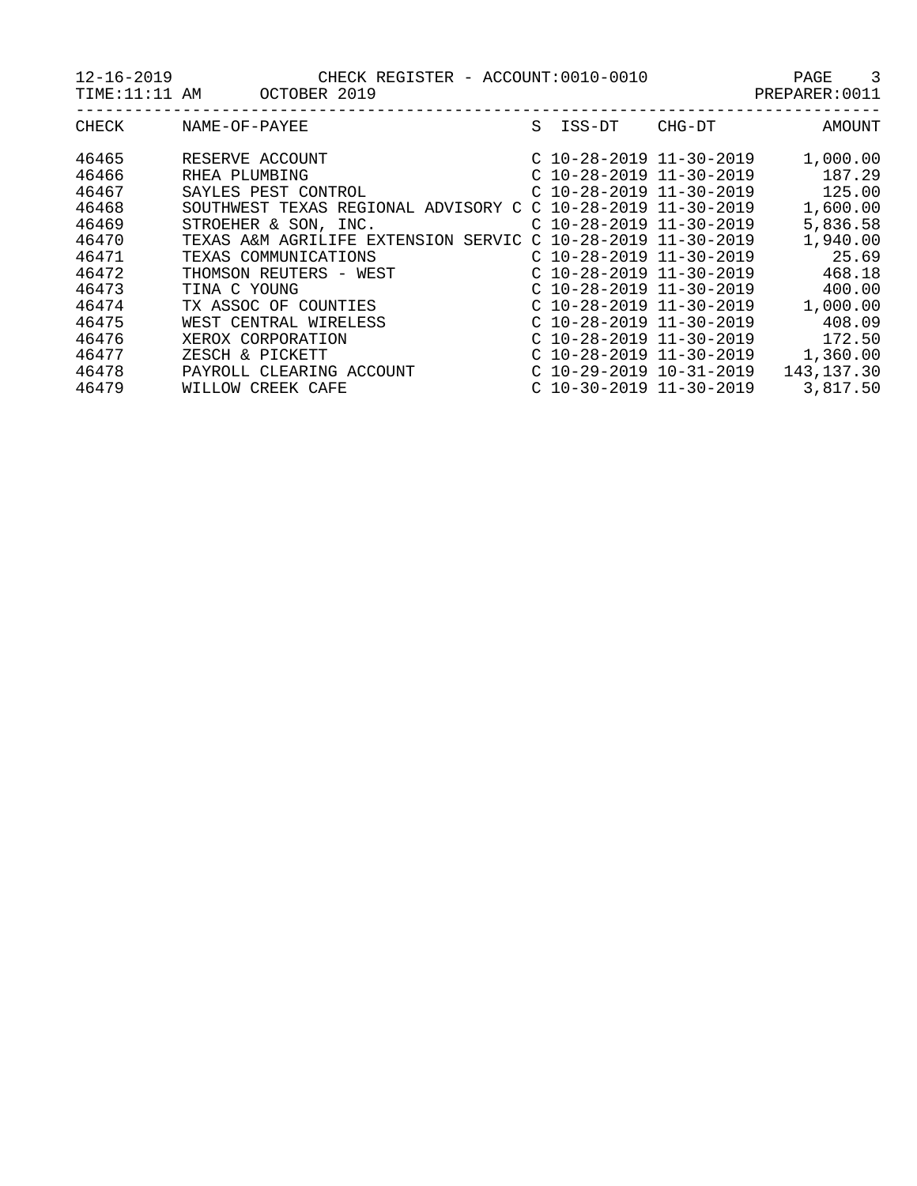CHECK REGISTER - ACCOUNT:0010-0010

OCTOBER 2019

| CHECK | NAME-OF-PAYEE | S | ISS-DT | CHG-DT | AMOUNT |
|---|---|---|---|---|---|
| 46465 | RESERVE ACCOUNT | C | 10-28-2019 | 11-30-2019 | 1,000.00 |
| 46466 | RHEA PLUMBING | C | 10-28-2019 | 11-30-2019 | 187.29 |
| 46467 | SAYLES PEST CONTROL | C | 10-28-2019 | 11-30-2019 | 125.00 |
| 46468 | SOUTHWEST TEXAS REGIONAL ADVISORY C | C | 10-28-2019 | 11-30-2019 | 1,600.00 |
| 46469 | STROEHER & SON, INC. | C | 10-28-2019 | 11-30-2019 | 5,836.58 |
| 46470 | TEXAS A&M AGRILIFE EXTENSION SERVIC | C | 10-28-2019 | 11-30-2019 | 1,940.00 |
| 46471 | TEXAS COMMUNICATIONS | C | 10-28-2019 | 11-30-2019 | 25.69 |
| 46472 | THOMSON REUTERS - WEST | C | 10-28-2019 | 11-30-2019 | 468.18 |
| 46473 | TINA C YOUNG | C | 10-28-2019 | 11-30-2019 | 400.00 |
| 46474 | TX ASSOC OF COUNTIES | C | 10-28-2019 | 11-30-2019 | 1,000.00 |
| 46475 | WEST CENTRAL WIRELESS | C | 10-28-2019 | 11-30-2019 | 408.09 |
| 46476 | XEROX CORPORATION | C | 10-28-2019 | 11-30-2019 | 172.50 |
| 46477 | ZESCH & PICKETT | C | 10-28-2019 | 11-30-2019 | 1,360.00 |
| 46478 | PAYROLL CLEARING ACCOUNT | C | 10-29-2019 | 10-31-2019 | 143,137.30 |
| 46479 | WILLOW CREEK CAFE | C | 10-30-2019 | 11-30-2019 | 3,817.50 |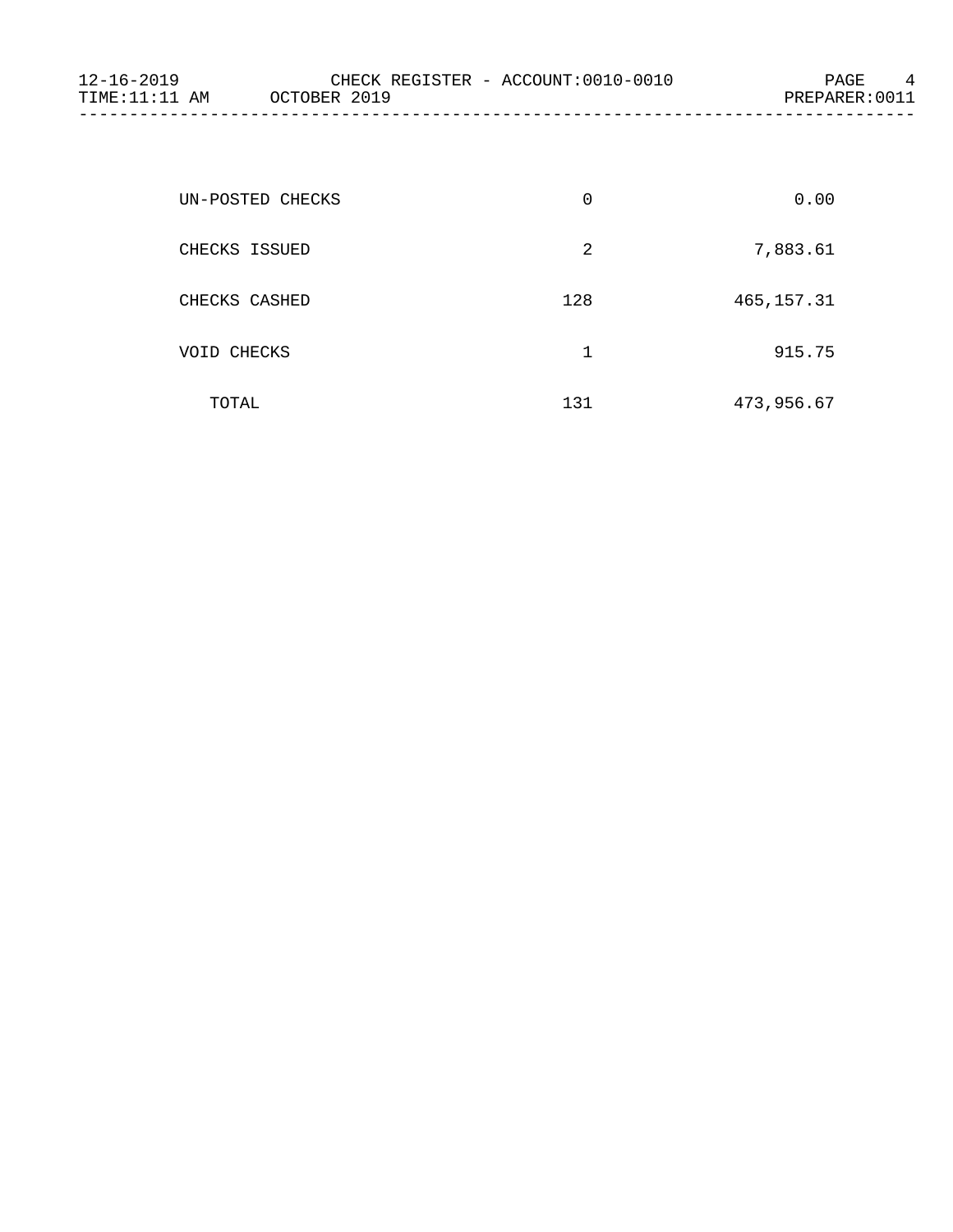| | | |
|---|---|---|
| UN-POSTED CHECKS | 0 | 0.00 |
| CHECKS ISSUED | 2 | 7,883.61 |
| CHECKS CASHED | 128 | 465,157.31 |
| VOID CHECKS | 1 | 915.75 |
| TOTAL | 131 | 473,956.67 |